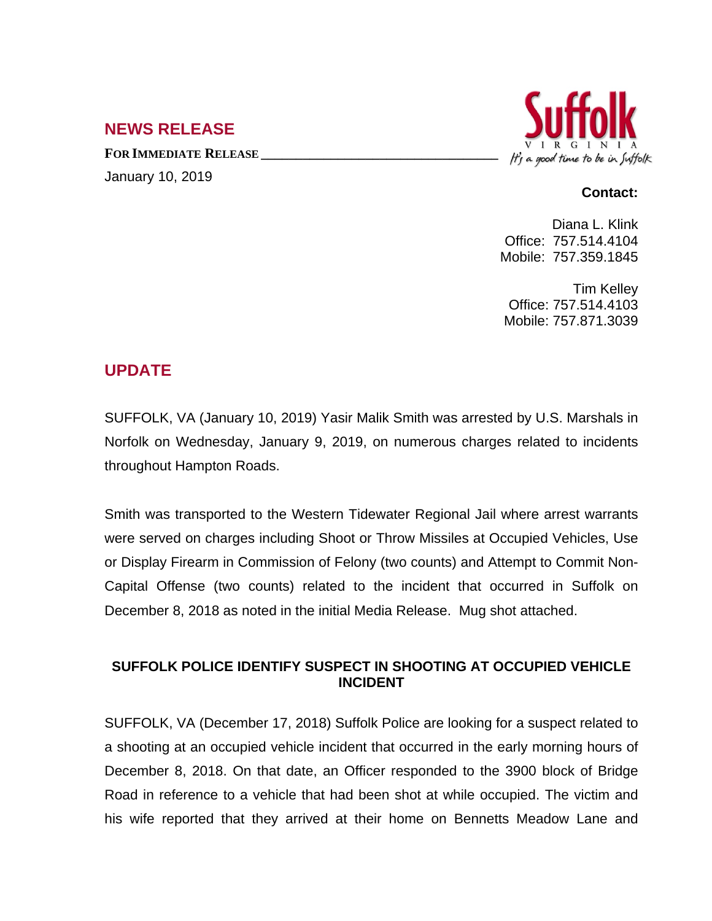## NEWS RELEASE

**FOR IMMEDIATE RELEASE**

January 10, 2019

**Contact:**

Diana L. Klink
Office: 757.514.4104
Mobile: 757.359.1845

Tim Kelley
Office: 757.514.4103
Mobile: 757.871.3039

## UPDATE

SUFFOLK, VA (January 10, 2019) Yasir Malik Smith was arrested by U.S. Marshals in Norfolk on Wednesday, January 9, 2019, on numerous charges related to incidents throughout Hampton Roads.

Smith was transported to the Western Tidewater Regional Jail where arrest warrants were served on charges including Shoot or Throw Missiles at Occupied Vehicles, Use or Display Firearm in Commission of Felony (two counts) and Attempt to Commit Non-Capital Offense (two counts) related to the incident that occurred in Suffolk on December 8, 2018 as noted in the initial Media Release. Mug shot attached.

### SUFFOLK POLICE IDENTIFY SUSPECT IN SHOOTING AT OCCUPIED VEHICLE INCIDENT

SUFFOLK, VA (December 17, 2018) Suffolk Police are looking for a suspect related to a shooting at an occupied vehicle incident that occurred in the early morning hours of December 8, 2018. On that date, an Officer responded to the 3900 block of Bridge Road in reference to a vehicle that had been shot at while occupied. The victim and his wife reported that they arrived at their home on Bennetts Meadow Lane and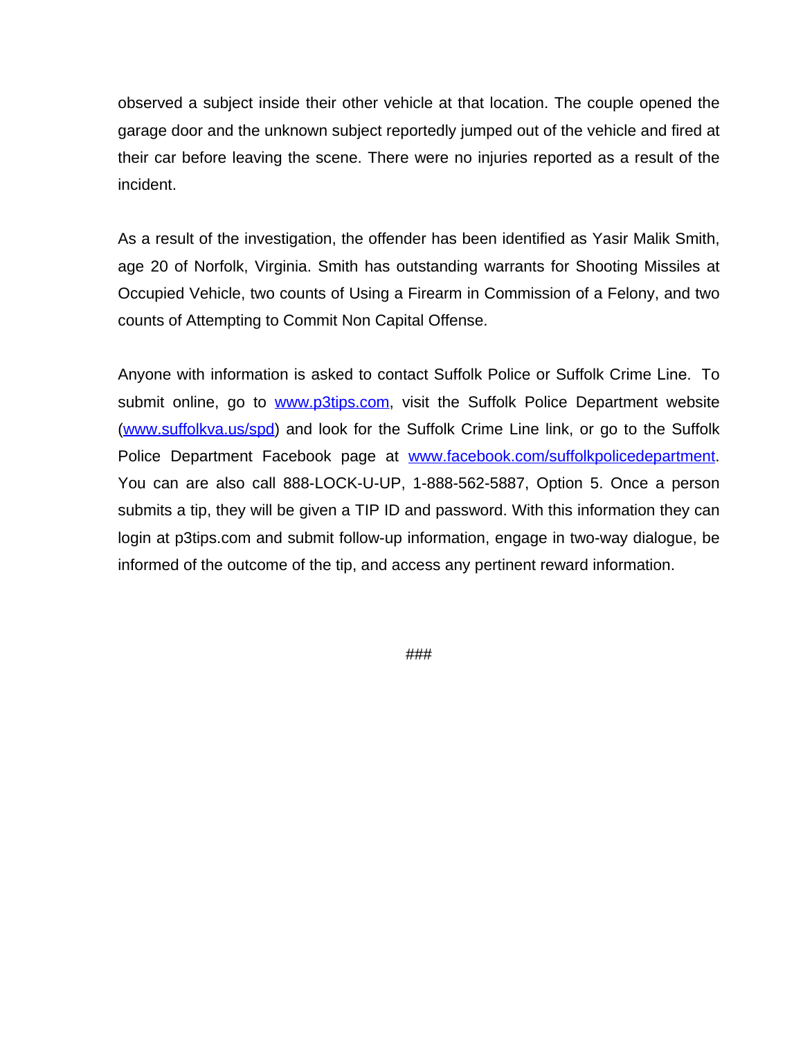observed a subject inside their other vehicle at that location. The couple opened the garage door and the unknown subject reportedly jumped out of the vehicle and fired at their car before leaving the scene. There were no injuries reported as a result of the incident.

As a result of the investigation, the offender has been identified as Yasir Malik Smith, age 20 of Norfolk, Virginia. Smith has outstanding warrants for Shooting Missiles at Occupied Vehicle, two counts of Using a Firearm in Commission of a Felony, and two counts of Attempting to Commit Non Capital Offense.

Anyone with information is asked to contact Suffolk Police or Suffolk Crime Line. To submit online, go to www.p3tips.com, visit the Suffolk Police Department website (www.suffolkva.us/spd) and look for the Suffolk Crime Line link, or go to the Suffolk Police Department Facebook page at www.facebook.com/suffolkpolicedepartment. You can are also call 888-LOCK-U-UP, 1-888-562-5887, Option 5. Once a person submits a tip, they will be given a TIP ID and password. With this information they can login at p3tips.com and submit follow-up information, engage in two-way dialogue, be informed of the outcome of the tip, and access any pertinent reward information.

###